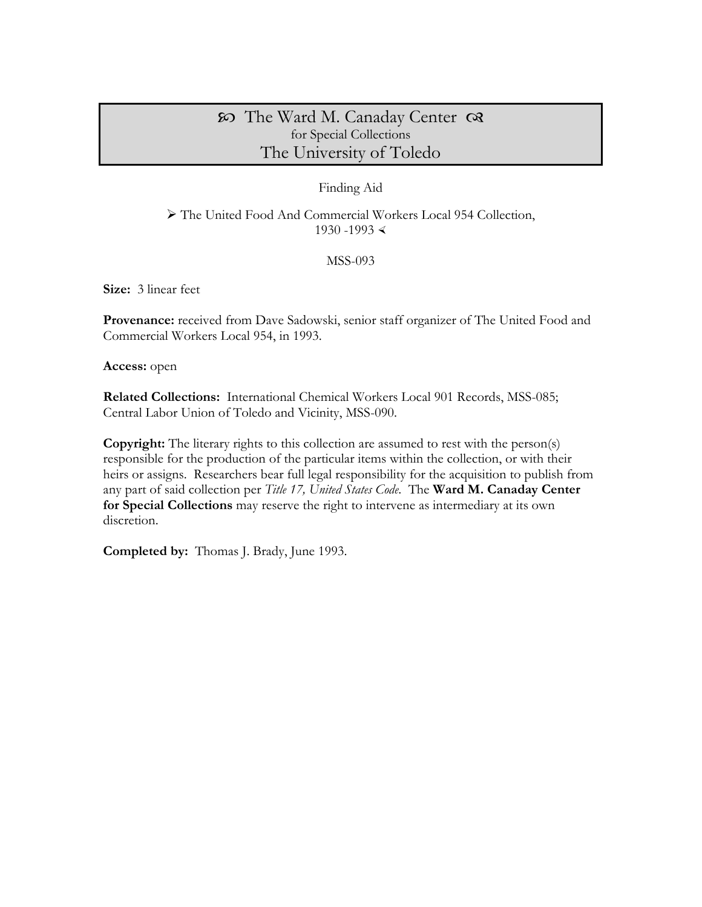# ঌ The Ward M. Canaday Center ঙ
for Special Collections
The University of Toledo

Finding Aid

➢ The United Food And Commercial Workers Local 954 Collection, 1930 -1993 ⋞

MSS-093

**Size:** 3 linear feet

**Provenance:** received from Dave Sadowski, senior staff organizer of The United Food and Commercial Workers Local 954, in 1993.

**Access:** open

**Related Collections:** International Chemical Workers Local 901 Records, MSS-085; Central Labor Union of Toledo and Vicinity, MSS-090.

**Copyright:** The literary rights to this collection are assumed to rest with the person(s) responsible for the production of the particular items within the collection, or with their heirs or assigns. Researchers bear full legal responsibility for the acquisition to publish from any part of said collection per *Title 17, United States Code*. The **Ward M. Canaday Center for Special Collections** may reserve the right to intervene as intermediary at its own discretion.

**Completed by:** Thomas J. Brady, June 1993.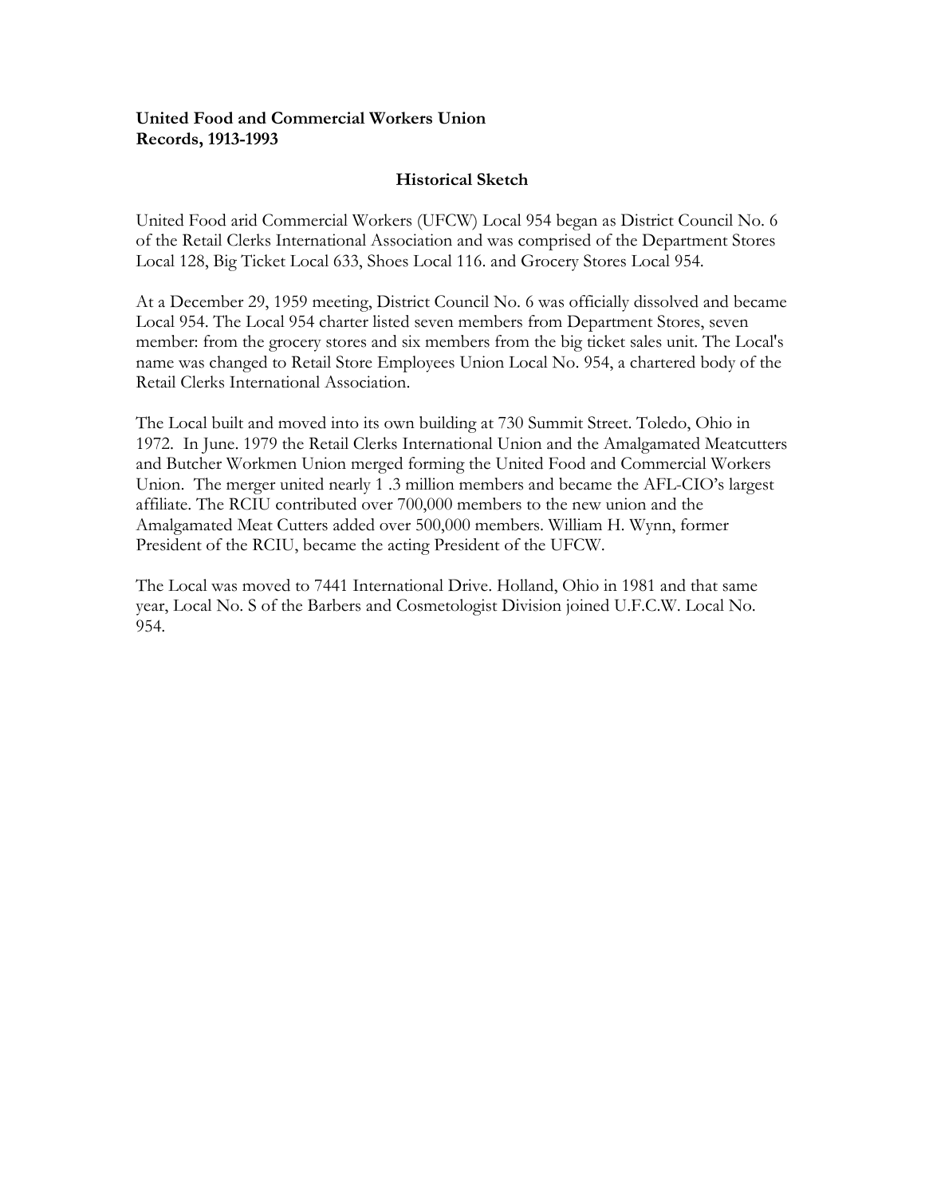**United Food and Commercial Workers Union**
**Records, 1913-1993**

## Historical Sketch

United Food arid Commercial Workers (UFCW) Local 954 began as District Council No. 6 of the Retail Clerks International Association and was comprised of the Department Stores Local 128, Big Ticket Local 633, Shoes Local 116. and Grocery Stores Local 954.

At a December 29, 1959 meeting, District Council No. 6 was officially dissolved and became Local 954. The Local 954 charter listed seven members from Department Stores, seven member: from the grocery stores and six members from the big ticket sales unit. The Local's name was changed to Retail Store Employees Union Local No. 954, a chartered body of the Retail Clerks International Association.

The Local built and moved into its own building at 730 Summit Street. Toledo, Ohio in 1972. In June. 1979 the Retail Clerks International Union and the Amalgamated Meatcutters and Butcher Workmen Union merged forming the United Food and Commercial Workers Union. The merger united nearly 1 .3 million members and became the AFL-CIO's largest affiliate. The RCIU contributed over 700,000 members to the new union and the Amalgamated Meat Cutters added over 500,000 members. William H. Wynn, former President of the RCIU, became the acting President of the UFCW.

The Local was moved to 7441 International Drive. Holland, Ohio in 1981 and that same year, Local No. S of the Barbers and Cosmetologist Division joined U.F.C.W. Local No. 954.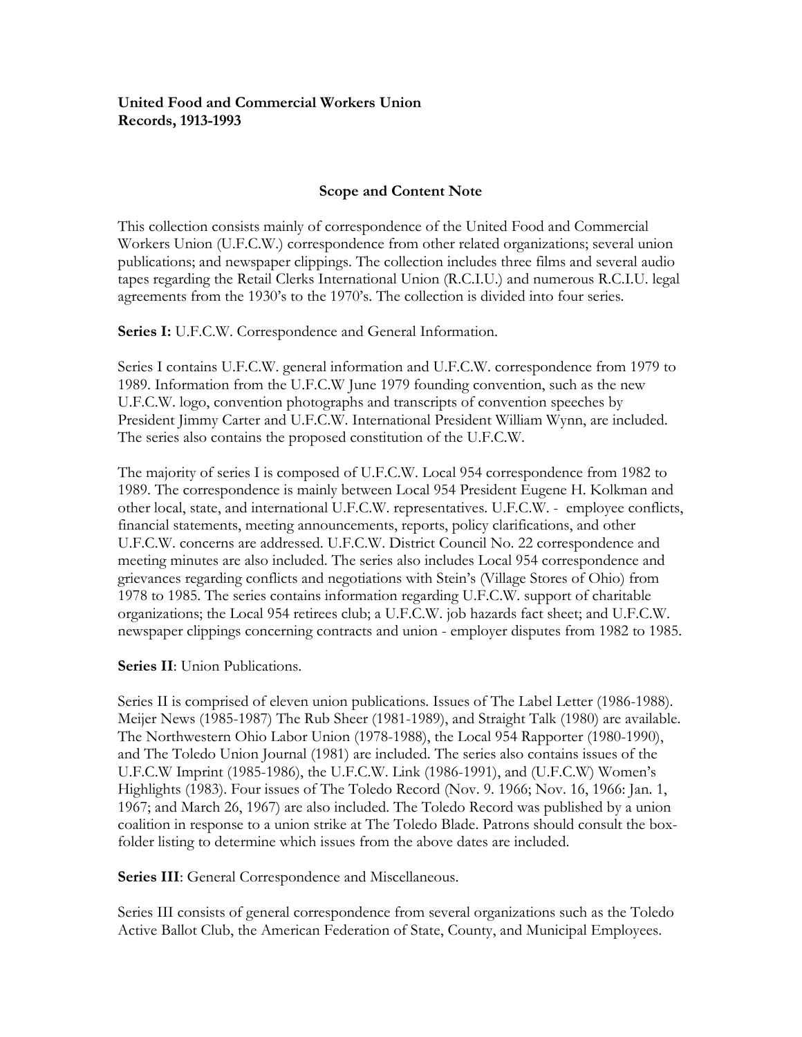**United Food and Commercial Workers Union**
**Records, 1913-1993**

## Scope and Content Note

This collection consists mainly of correspondence of the United Food and Commercial Workers Union (U.F.C.W.) correspondence from other related organizations; several union publications; and newspaper clippings. The collection includes three films and several audio tapes regarding the Retail Clerks International Union (R.C.I.U.) and numerous R.C.I.U. legal agreements from the 1930's to the 1970's. The collection is divided into four series.

**Series I:** U.F.C.W. Correspondence and General Information.

Series I contains U.F.C.W. general information and U.F.C.W. correspondence from 1979 to 1989. Information from the U.F.C.W June 1979 founding convention, such as the new U.F.C.W. logo, convention photographs and transcripts of convention speeches by President Jimmy Carter and U.F.C.W. International President William Wynn, are included. The series also contains the proposed constitution of the U.F.C.W.

The majority of series I is composed of U.F.C.W. Local 954 correspondence from 1982 to 1989. The correspondence is mainly between Local 954 President Eugene H. Kolkman and other local, state, and international U.F.C.W. representatives. U.F.C.W. - employee conflicts, financial statements, meeting announcements, reports, policy clarifications, and other U.F.C.W. concerns are addressed. U.F.C.W. District Council No. 22 correspondence and meeting minutes are also included. The series also includes Local 954 correspondence and grievances regarding conflicts and negotiations with Stein's (Village Stores of Ohio) from 1978 to 1985. The series contains information regarding U.F.C.W. support of charitable organizations; the Local 954 retirees club; a U.F.C.W. job hazards fact sheet; and U.F.C.W. newspaper clippings concerning contracts and union - employer disputes from 1982 to 1985.

**Series II**: Union Publications.

Series II is comprised of eleven union publications. Issues of The Label Letter (1986-1988). Meijer News (1985-1987) The Rub Sheer (1981-1989), and Straight Talk (1980) are available. The Northwestern Ohio Labor Union (1978-1988), the Local 954 Rapporter (1980-1990), and The Toledo Union Journal (1981) are included. The series also contains issues of the U.F.C.W Imprint (1985-1986), the U.F.C.W. Link (1986-1991), and (U.F.C.W) Women's Highlights (1983). Four issues of The Toledo Record (Nov. 9. 1966; Nov. 16, 1966: Jan. 1, 1967; and March 26, 1967) are also included. The Toledo Record was published by a union coalition in response to a union strike at The Toledo Blade. Patrons should consult the box-folder listing to determine which issues from the above dates are included.

**Series III**: General Correspondence and Miscellaneous.

Series III consists of general correspondence from several organizations such as the Toledo Active Ballot Club, the American Federation of State, County, and Municipal Employees.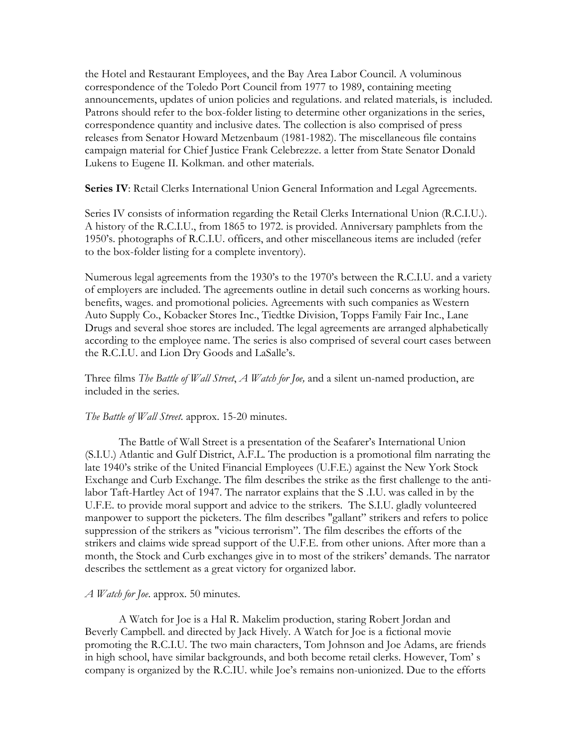the Hotel and Restaurant Employees, and the Bay Area Labor Council. A voluminous correspondence of the Toledo Port Council from 1977 to 1989, containing meeting announcements, updates of union policies and regulations. and related materials, is included. Patrons should refer to the box-folder listing to determine other organizations in the series, correspondence quantity and inclusive dates. The collection is also comprised of press releases from Senator Howard Metzenbaum (1981-1982). The miscellaneous file contains campaign material for Chief Justice Frank Celebrezze. a letter from State Senator Donald Lukens to Eugene II. Kolkman. and other materials.

**Series IV**: Retail Clerks International Union General Information and Legal Agreements.

Series IV consists of information regarding the Retail Clerks International Union (R.C.I.U.). A history of the R.C.I.U., from 1865 to 1972. is provided. Anniversary pamphlets from the 1950's. photographs of R.C.I.U. officers, and other miscellaneous items are included (refer to the box-folder listing for a complete inventory).

Numerous legal agreements from the 1930's to the 1970's between the R.C.I.U. and a variety of employers are included. The agreements outline in detail such concerns as working hours. benefits, wages. and promotional policies. Agreements with such companies as Western Auto Supply Co., Kobacker Stores Inc., Tiedtke Division, Topps Family Fair Inc., Lane Drugs and several shoe stores are included. The legal agreements are arranged alphabetically according to the employee name. The series is also comprised of several court cases between the R.C.I.U. and Lion Dry Goods and LaSalle's.

Three films *The Battle of Wall Street*, *A Watch for Joe,* and a silent un-named production, are included in the series.

*The Battle of Wall Street.* approx. 15-20 minutes.

The Battle of Wall Street is a presentation of the Seafarer's International Union (S.I.U.) Atlantic and Gulf District, A.F.L. The production is a promotional film narrating the late 1940's strike of the United Financial Employees (U.F.E.) against the New York Stock Exchange and Curb Exchange. The film describes the strike as the first challenge to the anti-labor Taft-Hartley Act of 1947. The narrator explains that the S .I.U. was called in by the U.F.E. to provide moral support and advice to the strikers. The S.I.U. gladly volunteered manpower to support the picketers. The film describes "gallant" strikers and refers to police suppression of the strikers as "vicious terrorism". The film describes the efforts of the strikers and claims wide spread support of the U.F.E. from other unions. After more than a month, the Stock and Curb exchanges give in to most of the strikers' demands. The narrator describes the settlement as a great victory for organized labor.

*A Watch for Joe.* approx. 50 minutes.

A Watch for Joe is a Hal R. Makelim production, staring Robert Jordan and Beverly Campbell. and directed by Jack Hively. A Watch for Joe is a fictional movie promoting the R.C.I.U. The two main characters, Tom Johnson and Joe Adams, are friends in high school, have similar backgrounds, and both become retail clerks. However, Tom' s company is organized by the R.C.IU. while Joe's remains non-unionized. Due to the efforts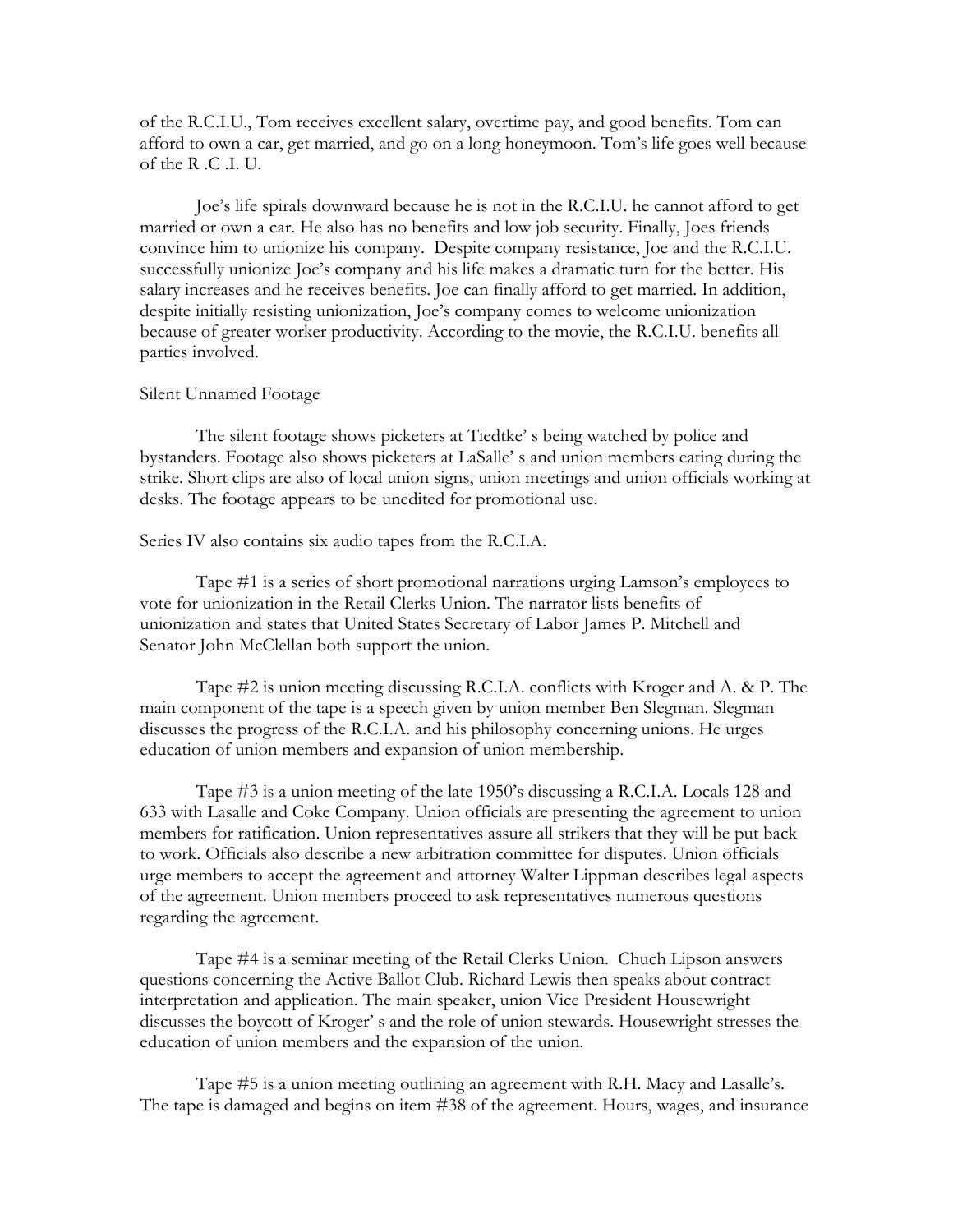of the R.C.I.U., Tom receives excellent salary, overtime pay, and good benefits. Tom can afford to own a car, get married, and go on a long honeymoon. Tom's life goes well because of the R .C .I. U.

Joe's life spirals downward because he is not in the R.C.I.U. he cannot afford to get married or own a car. He also has no benefits and low job security. Finally, Joes friends convince him to unionize his company. Despite company resistance, Joe and the R.C.I.U. successfully unionize Joe's company and his life makes a dramatic turn for the better. His salary increases and he receives benefits. Joe can finally afford to get married. In addition, despite initially resisting unionization, Joe's company comes to welcome unionization because of greater worker productivity. According to the movie, the R.C.I.U. benefits all parties involved.

Silent Unnamed Footage

The silent footage shows picketers at Tiedtke' s being watched by police and bystanders. Footage also shows picketers at LaSalle' s and union members eating during the strike. Short clips are also of local union signs, union meetings and union officials working at desks. The footage appears to be unedited for promotional use.

Series IV also contains six audio tapes from the R.C.I.A.

Tape #1 is a series of short promotional narrations urging Lamson's employees to vote for unionization in the Retail Clerks Union. The narrator lists benefits of unionization and states that United States Secretary of Labor James P. Mitchell and Senator John McClellan both support the union.

Tape #2 is union meeting discussing R.C.I.A. conflicts with Kroger and A. & P. The main component of the tape is a speech given by union member Ben Slegman. Slegman discusses the progress of the R.C.I.A. and his philosophy concerning unions. He urges education of union members and expansion of union membership.

Tape #3 is a union meeting of the late 1950's discussing a R.C.I.A. Locals 128 and 633 with Lasalle and Coke Company. Union officials are presenting the agreement to union members for ratification. Union representatives assure all strikers that they will be put back to work. Officials also describe a new arbitration committee for disputes. Union officials urge members to accept the agreement and attorney Walter Lippman describes legal aspects of the agreement. Union members proceed to ask representatives numerous questions regarding the agreement.

Tape #4 is a seminar meeting of the Retail Clerks Union. Chuch Lipson answers questions concerning the Active Ballot Club. Richard Lewis then speaks about contract interpretation and application. The main speaker, union Vice President Housewright discusses the boycott of Kroger' s and the role of union stewards. Housewright stresses the education of union members and the expansion of the union.

Tape #5 is a union meeting outlining an agreement with R.H. Macy and Lasalle's. The tape is damaged and begins on item #38 of the agreement. Hours, wages, and insurance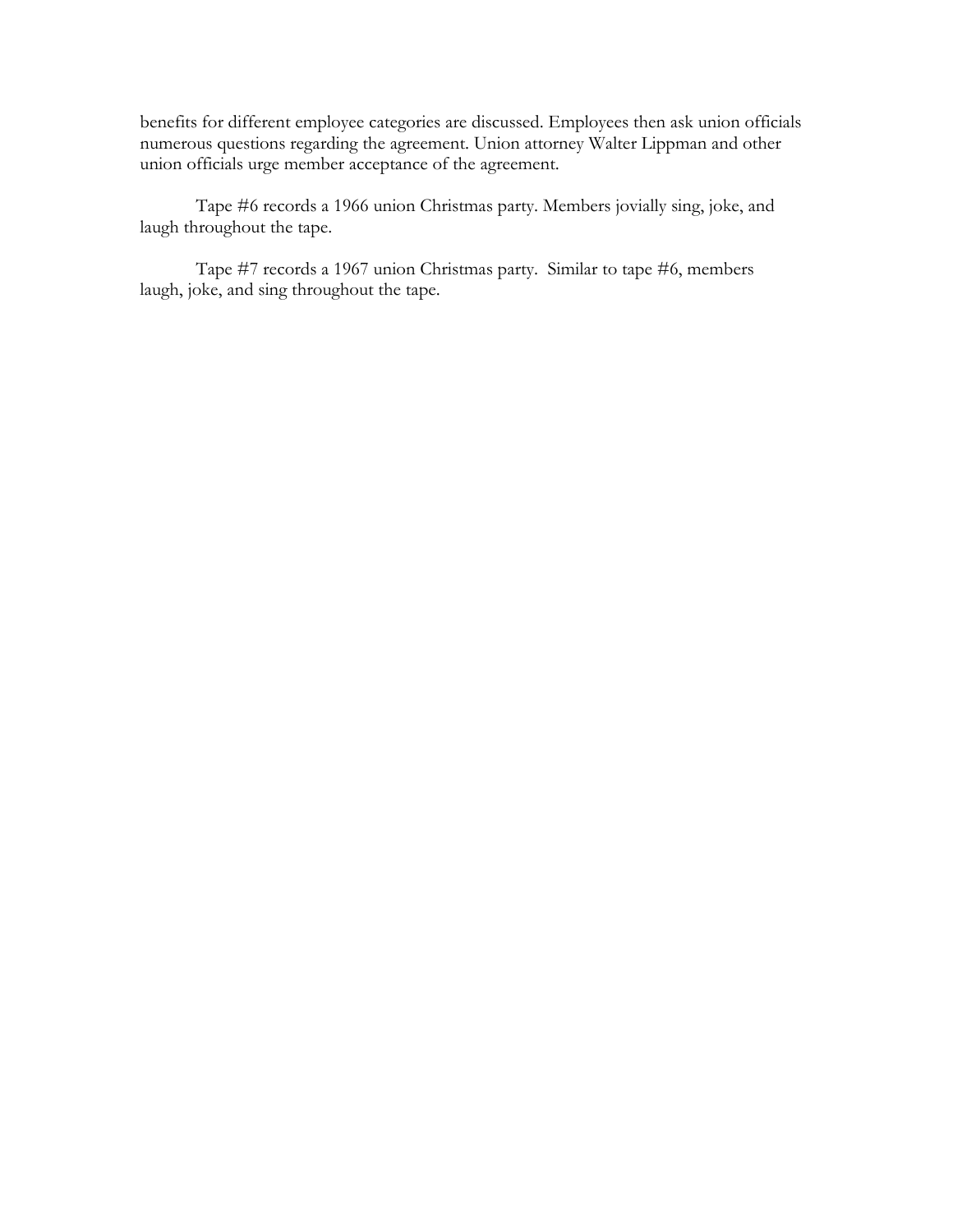benefits for different employee categories are discussed. Employees then ask union officials numerous questions regarding the agreement. Union attorney Walter Lippman and other union officials urge member acceptance of the agreement.

Tape #6 records a 1966 union Christmas party. Members jovially sing, joke, and laugh throughout the tape.

Tape #7 records a 1967 union Christmas party. Similar to tape #6, members laugh, joke, and sing throughout the tape.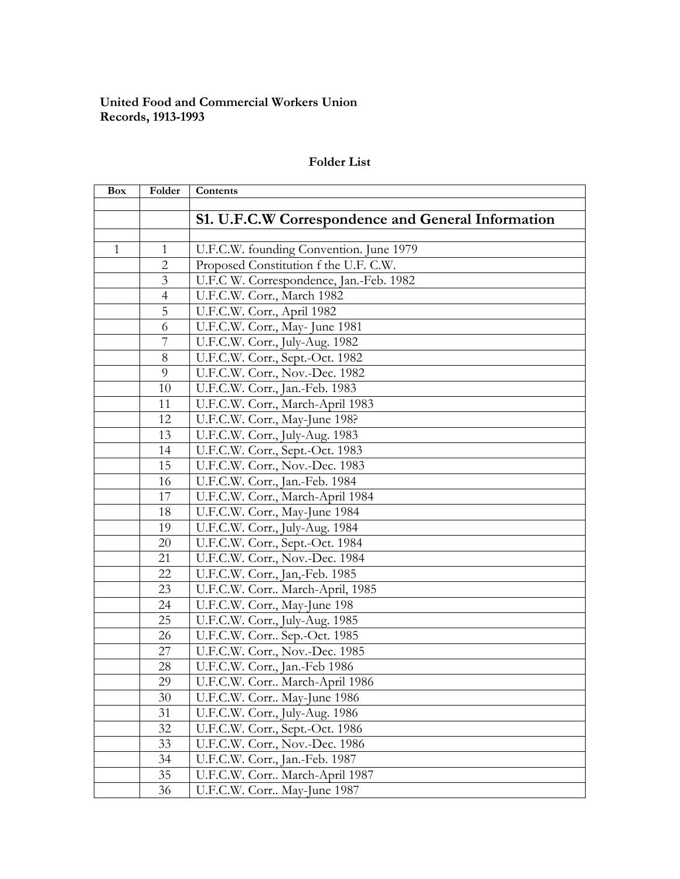**United Food and Commercial Workers Union**
**Records, 1913-1993**

**Folder List**

| Box | Folder | Contents |
|---|---|---|
| | | |
| | | **S1. U.F.C.W Correspondence and General Information** |
| | | |
| 1 | 1 | U.F.C.W. founding Convention. June 1979 |
| | 2 | Proposed Constitution f the U.F. C.W. |
| | 3 | U.F.C W. Correspondence, Jan.-Feb. 1982 |
| | 4 | U.F.C.W. Corr., March 1982 |
| | 5 | U.F.C.W. Corr., April 1982 |
| | 6 | U.F.C.W. Corr., May- June 1981 |
| | 7 | U.F.C.W. Corr., July-Aug. 1982 |
| | 8 | U.F.C.W. Corr., Sept.-Oct. 1982 |
| | 9 | U.F.C.W. Corr., Nov.-Dec. 1982 |
| | 10 | U.F.C.W. Corr., Jan.-Feb. 1983 |
| | 11 | U.F.C.W. Corr., March-April 1983 |
| | 12 | U.F.C.W. Corr., May-June 198? |
| | 13 | U.F.C.W. Corr., July-Aug. 1983 |
| | 14 | U.F.C.W. Corr., Sept.-Oct. 1983 |
| | 15 | U.F.C.W. Corr., Nov.-Dec. 1983 |
| | 16 | U.F.C.W. Corr., Jan.-Feb. 1984 |
| | 17 | U.F.C.W. Corr., March-April 1984 |
| | 18 | U.F.C.W. Corr., May-June 1984 |
| | 19 | U.F.C.W. Corr., July-Aug. 1984 |
| | 20 | U.F.C.W. Corr., Sept.-Oct. 1984 |
| | 21 | U.F.C.W. Corr., Nov.-Dec. 1984 |
| | 22 | U.F.C.W. Corr., Jan,-Feb. 1985 |
| | 23 | U.F.C.W. Corr.. March-April, 1985 |
| | 24 | U.F.C.W. Corr., May-June 198 |
| | 25 | U.F.C.W. Corr., July-Aug. 1985 |
| | 26 | U.F.C.W. Corr.. Sep.-Oct. 1985 |
| | 27 | U.F.C.W. Corr., Nov.-Dec. 1985 |
| | 28 | U.F.C.W. Corr., Jan.-Feb 1986 |
| | 29 | U.F.C.W. Corr.. March-April 1986 |
| | 30 | U.F.C.W. Corr.. May-June 1986 |
| | 31 | U.F.C.W. Corr., July-Aug. 1986 |
| | 32 | U.F.C.W. Corr., Sept.-Oct. 1986 |
| | 33 | U.F.C.W. Corr., Nov.-Dec. 1986 |
| | 34 | U.F.C.W. Corr., Jan.-Feb. 1987 |
| | 35 | U.F.C.W. Corr.. March-April 1987 |
| | 36 | U.F.C.W. Corr.. May-June 1987 |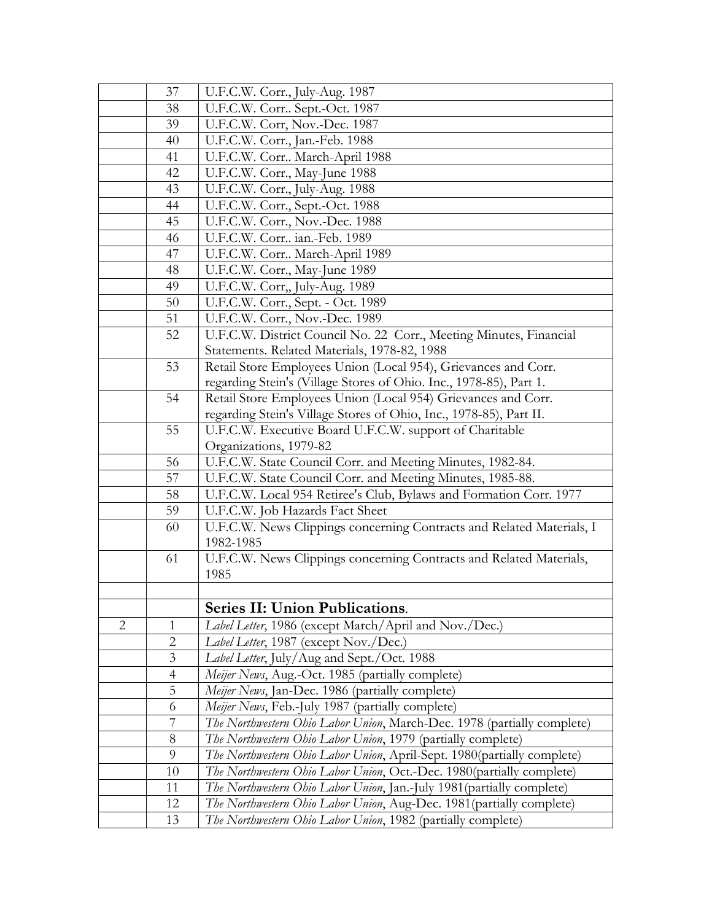| | | |
|---|---|---|
| | 37 | U.F.C.W. Corr., July-Aug. 1987 |
| | 38 | U.F.C.W. Corr.. Sept.-Oct. 1987 |
| | 39 | U.F.C.W. Corr, Nov.-Dec. 1987 |
| | 40 | U.F.C.W. Corr., Jan.-Feb. 1988 |
| | 41 | U.F.C.W. Corr.. March-April 1988 |
| | 42 | U.F.C.W. Corr., May-June 1988 |
| | 43 | U.F.C.W. Corr., July-Aug. 1988 |
| | 44 | U.F.C.W. Corr., Sept.-Oct. 1988 |
| | 45 | U.F.C.W. Corr., Nov.-Dec. 1988 |
| | 46 | U.F.C.W. Corr.. ian.-Feb. 1989 |
| | 47 | U.F.C.W. Corr.. March-April 1989 |
| | 48 | U.F.C.W. Corr., May-June 1989 |
| | 49 | U.F.C.W. Corr,, July-Aug. 1989 |
| | 50 | U.F.C.W. Corr., Sept. - Oct. 1989 |
| | 51 | U.F.C.W. Corr., Nov.-Dec. 1989 |
| | 52 | U.F.C.W. District Council No. 22 Corr., Meeting Minutes, Financial Statements. Related Materials, 1978-82, 1988 |
| | 53 | Retail Store Employees Union (Local 954), Grievances and Corr. regarding Stein's (Village Stores of Ohio. Inc., 1978-85), Part 1. |
| | 54 | Retail Store Employees Union (Local 954) Grievances and Corr. regarding Stein's Village Stores of Ohio, Inc., 1978-85), Part II. |
| | 55 | U.F.C.W. Executive Board U.F.C.W. support of Charitable Organizations, 1979-82 |
| | 56 | U.F.C.W. State Council Corr. and Meeting Minutes, 1982-84. |
| | 57 | U.F.C.W. State Council Corr. and Meeting Minutes, 1985-88. |
| | 58 | U.F.C.W. Local 954 Retiree's Club, Bylaws and Formation Corr. 1977 |
| | 59 | U.F.C.W. Job Hazards Fact Sheet |
| | 60 | U.F.C.W. News Clippings concerning Contracts and Related Materials, I 1982-1985 |
| | 61 | U.F.C.W. News Clippings concerning Contracts and Related Materials, 1985 |
| | | |
| | | **Series II: Union Publications**. |
| 2 | 1 | *Label Letter*, 1986 (except March/April and Nov./Dec.) |
| | 2 | *Label Letter*, 1987 (except Nov./Dec.) |
| | 3 | *Label Letter*, July/Aug and Sept./Oct. 1988 |
| | 4 | *Meijer News*, Aug.-Oct. 1985 (partially complete) |
| | 5 | *Meijer News*, Jan-Dec. 1986 (partially complete) |
| | 6 | *Meijer News*, Feb.-July 1987 (partially complete) |
| | 7 | *The Northwestern Ohio Labor Union*, March-Dec. 1978 (partially complete) |
| | 8 | *The Northwestern Ohio Labor Union*, 1979 (partially complete) |
| | 9 | *The Northwestern Ohio Labor Union*, April-Sept. 1980(partially complete) |
| | 10 | *The Northwestern Ohio Labor Union*, Oct.-Dec. 1980(partially complete) |
| | 11 | *The Northwestern Ohio Labor Union*, Jan.-July 1981(partially complete) |
| | 12 | *The Northwestern Ohio Labor Union*, Aug-Dec. 1981(partially complete) |
| | 13 | *The Northwestern Ohio Labor Union*, 1982 (partially complete) |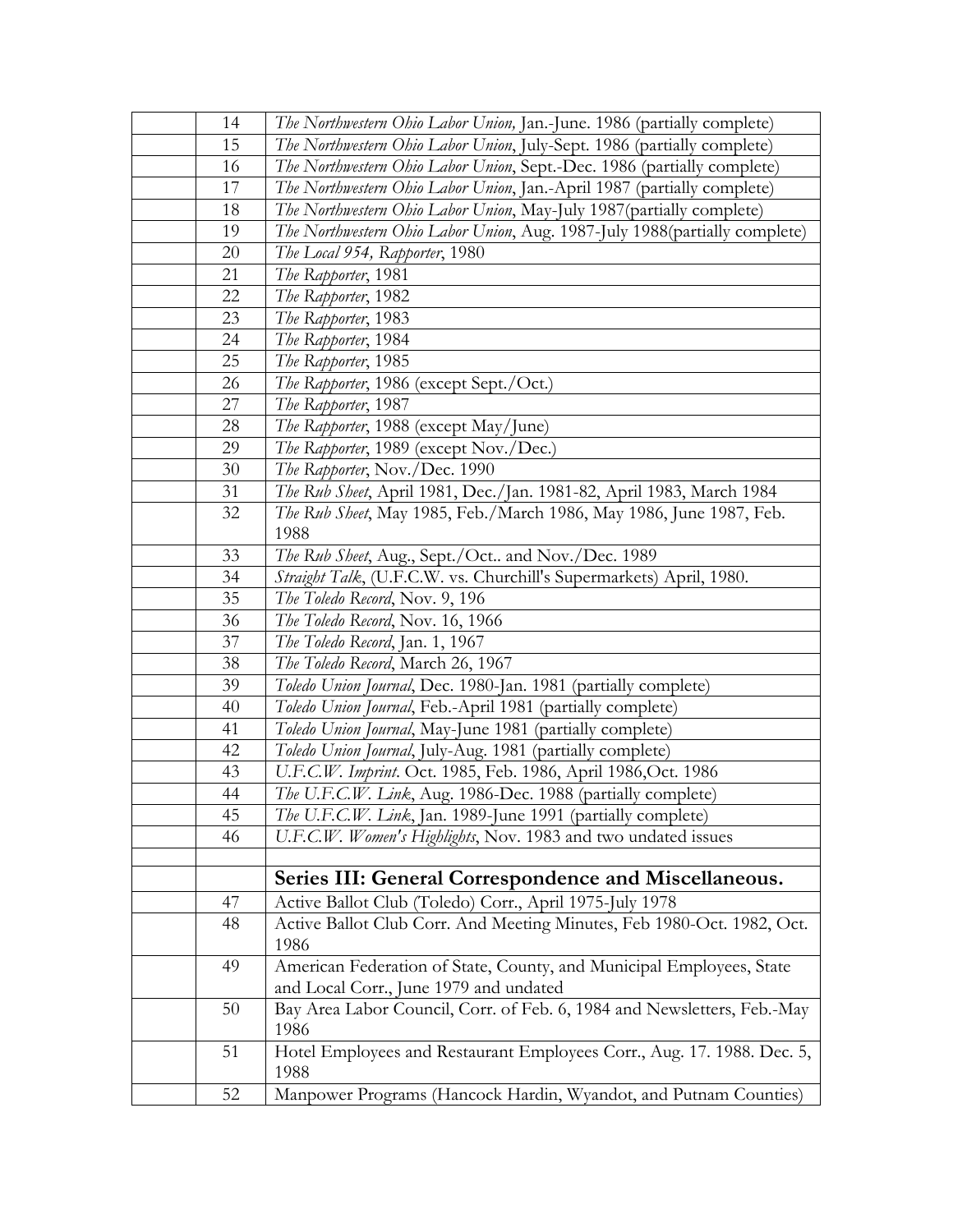| | | |
|---|---|---|
| | 14 | *The Northwestern Ohio Labor Union,* Jan.-June. 1986 (partially complete) |
| | 15 | *The Northwestern Ohio Labor Union*, July-Sept. 1986 (partially complete) |
| | 16 | *The Northwestern Ohio Labor Union*, Sept.-Dec. 1986 (partially complete) |
| | 17 | *The Northwestern Ohio Labor Union*, Jan.-April 1987 (partially complete) |
| | 18 | *The Northwestern Ohio Labor Union*, May-July 1987(partially complete) |
| | 19 | *The Northwestern Ohio Labor Union*, Aug. 1987-July 1988(partially complete) |
| | 20 | *The Local 954, Rapporter*, 1980 |
| | 21 | *The Rapporter*, 1981 |
| | 22 | *The Rapporter*, 1982 |
| | 23 | *The Rapporter*, 1983 |
| | 24 | *The Rapporter*, 1984 |
| | 25 | *The Rapporter*, 1985 |
| | 26 | *The Rapporter*, 1986 (except Sept./Oct.) |
| | 27 | *The Rapporter*, 1987 |
| | 28 | *The Rapporter*, 1988 (except May/June) |
| | 29 | *The Rapporter*, 1989 (except Nov./Dec.) |
| | 30 | *The Rapporter*, Nov./Dec. 1990 |
| | 31 | *The Rub Sheet*, April 1981, Dec./Jan. 1981-82, April 1983, March 1984 |
| | 32 | *The Rub Sheet*, May 1985, Feb./March 1986, May 1986, June 1987, Feb. 1988 |
| | 33 | *The Rub Sheet*, Aug., Sept./Oct.. and Nov./Dec. 1989 |
| | 34 | *Straight Talk*, (U.F.C.W. vs. Churchill's Supermarkets) April, 1980. |
| | 35 | *The Toledo Record*, Nov. 9, 196 |
| | 36 | *The Toledo Record*, Nov. 16, 1966 |
| | 37 | *The Toledo Record*, Jan. 1, 1967 |
| | 38 | *The Toledo Record*, March 26, 1967 |
| | 39 | *Toledo Union Journal*, Dec. 1980-Jan. 1981 (partially complete) |
| | 40 | *Toledo Union Journal*, Feb.-April 1981 (partially complete) |
| | 41 | *Toledo Union Journal*, May-June 1981 (partially complete) |
| | 42 | *Toledo Union Journal*, July-Aug. 1981 (partially complete) |
| | 43 | *U.F.C.W. Imprint*. Oct. 1985, Feb. 1986, April 1986,Oct. 1986 |
| | 44 | *The U.F.C.W. Link*, Aug. 1986-Dec. 1988 (partially complete) |
| | 45 | *The U.F.C.W. Link*, Jan. 1989-June 1991 (partially complete) |
| | 46 | *U.F.C.W. Women's Highlights*, Nov. 1983 and two undated issues |
| | | |
| | | **Series III: General Correspondence and Miscellaneous.** |
| | 47 | Active Ballot Club (Toledo) Corr., April 1975-July 1978 |
| | 48 | Active Ballot Club Corr. And Meeting Minutes, Feb 1980-Oct. 1982, Oct. 1986 |
| | 49 | American Federation of State, County, and Municipal Employees, State and Local Corr., June 1979 and undated |
| | 50 | Bay Area Labor Council, Corr. of Feb. 6, 1984 and Newsletters, Feb.-May 1986 |
| | 51 | Hotel Employees and Restaurant Employees Corr., Aug. 17. 1988. Dec. 5, 1988 |
| | 52 | Manpower Programs (Hancock Hardin, Wyandot, and Putnam Counties) |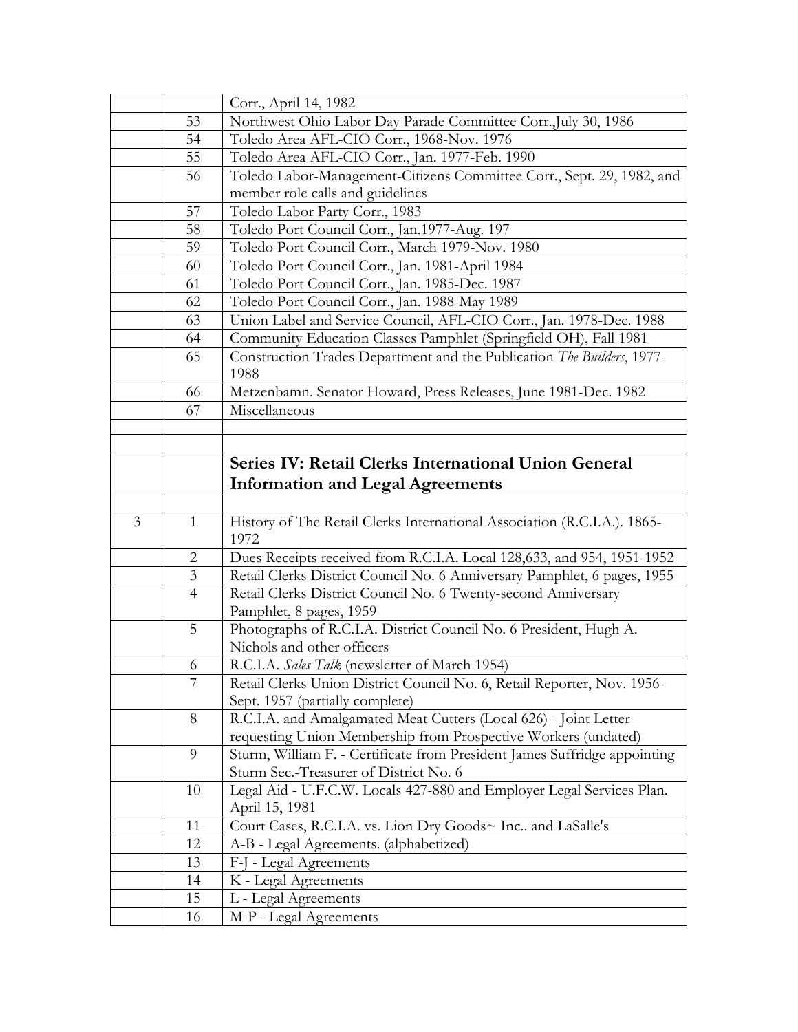| | | |
|---|---|---|
| | | Corr., April 14, 1982 |
| | 53 | Northwest Ohio Labor Day Parade Committee Corr.,July 30, 1986 |
| | 54 | Toledo Area AFL-CIO Corr., 1968-Nov. 1976 |
| | 55 | Toledo Area AFL-CIO Corr., Jan. 1977-Feb. 1990 |
| | 56 | Toledo Labor-Management-Citizens Committee Corr., Sept. 29, 1982, and member role calls and guidelines |
| | 57 | Toledo Labor Party Corr., 1983 |
| | 58 | Toledo Port Council Corr., Jan.1977-Aug. 197 |
| | 59 | Toledo Port Council Corr., March 1979-Nov. 1980 |
| | 60 | Toledo Port Council Corr., Jan. 1981-April 1984 |
| | 61 | Toledo Port Council Corr., Jan. 1985-Dec. 1987 |
| | 62 | Toledo Port Council Corr., Jan. 1988-May 1989 |
| | 63 | Union Label and Service Council, AFL-CIO Corr., Jan. 1978-Dec. 1988 |
| | 64 | Community Education Classes Pamphlet (Springfield OH), Fall 1981 |
| | 65 | Construction Trades Department and the Publication *The Builders*, 1977-1988 |
| | 66 | Metzenbamn. Senator Howard, Press Releases, June 1981-Dec. 1982 |
| | 67 | Miscellaneous |
| | | |
| | | |
| | | **Series IV: Retail Clerks International Union General Information and Legal Agreements** |
| | | |
| 3 | 1 | History of The Retail Clerks International Association (R.C.I.A.). 1865-1972 |
| | 2 | Dues Receipts received from R.C.I.A. Local 128,633, and 954, 1951-1952 |
| | 3 | Retail Clerks District Council No. 6 Anniversary Pamphlet, 6 pages, 1955 |
| | 4 | Retail Clerks District Council No. 6 Twenty-second Anniversary Pamphlet, 8 pages, 1959 |
| | 5 | Photographs of R.C.I.A. District Council No. 6 President, Hugh A. Nichols and other officers |
| | 6 | R.C.I.A. *Sales Talk* (newsletter of March 1954) |
| | 7 | Retail Clerks Union District Council No. 6, Retail Reporter, Nov. 1956-Sept. 1957 (partially complete) |
| | 8 | R.C.I.A. and Amalgamated Meat Cutters (Local 626) - Joint Letter requesting Union Membership from Prospective Workers (undated) |
| | 9 | Sturm, William F. - Certificate from President James Suffridge appointing Sturm Sec.-Treasurer of District No. 6 |
| | 10 | Legal Aid - U.F.C.W. Locals 427-880 and Employer Legal Services Plan. April 15, 1981 |
| | 11 | Court Cases, R.C.I.A. vs. Lion Dry Goods~ Inc.. and LaSalle's |
| | 12 | A-B - Legal Agreements. (alphabetized) |
| | 13 | F-J - Legal Agreements |
| | 14 | K - Legal Agreements |
| | 15 | L - Legal Agreements |
| | 16 | M-P - Legal Agreements |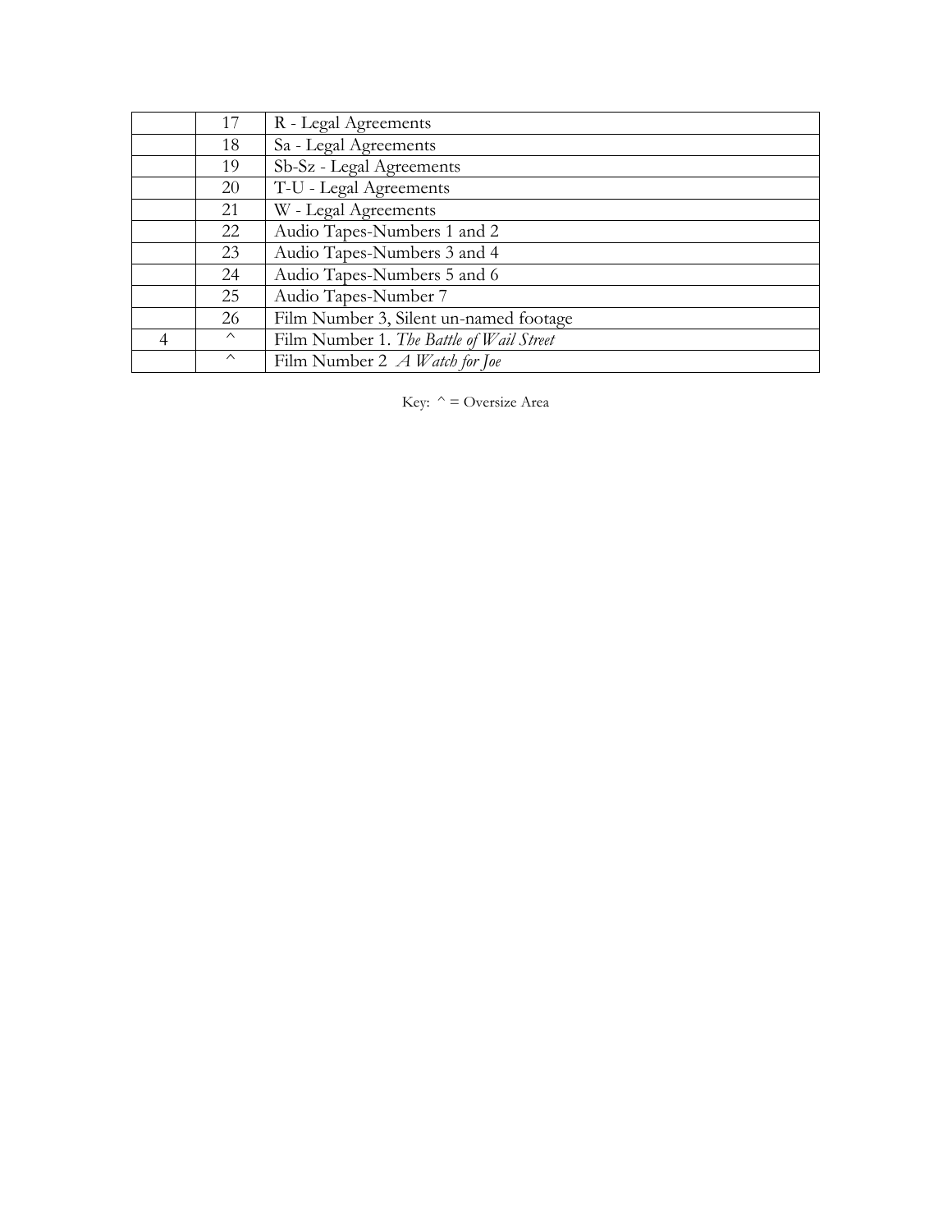| | | |
|---|---|---|
| | 17 | R - Legal Agreements |
| | 18 | Sa - Legal Agreements |
| | 19 | Sb-Sz - Legal Agreements |
| | 20 | T-U - Legal Agreements |
| | 21 | W - Legal Agreements |
| | 22 | Audio Tapes-Numbers 1 and 2 |
| | 23 | Audio Tapes-Numbers 3 and 4 |
| | 24 | Audio Tapes-Numbers 5 and 6 |
| | 25 | Audio Tapes-Number 7 |
| | 26 | Film Number 3, Silent un-named footage |
| 4 | ^ | Film Number 1. *The Battle of Wail Street* |
| | ^ | Film Number 2 *A Watch for Joe* |

Key: ^ = Oversize Area